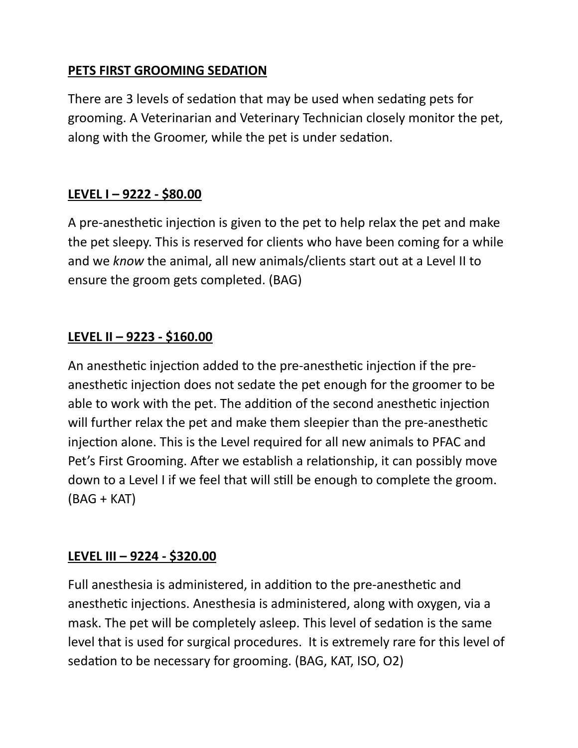# PETS FIRST GROOMING SEDATION

There are 3 levels of sedation that may be used when sedating pets for grooming. A Veterinarian and Veterinary Technician closely monitor the pet, along with the Groomer, while the pet is under sedation.

## LEVEL I – 9222 - $80.00

A pre-anesthetic injection is given to the pet to help relax the pet and make the pet sleepy. This is reserved for clients who have been coming for a while and we *know* the animal, all new animals/clients start out at a Level II to ensure the groom gets completed. (BAG)

## LEVEL II – 9223 - $160.00

An anesthetic injection added to the pre-anesthetic injection if the pre-anesthetic injection does not sedate the pet enough for the groomer to be able to work with the pet. The addition of the second anesthetic injection will further relax the pet and make them sleepier than the pre-anesthetic injection alone. This is the Level required for all new animals to PFAC and Pet's First Grooming. After we establish a relationship, it can possibly move down to a Level I if we feel that will still be enough to complete the groom. (BAG + KAT)

## LEVEL III – 9224 - $320.00

Full anesthesia is administered, in addition to the pre-anesthetic and anesthetic injections. Anesthesia is administered, along with oxygen, via a mask. The pet will be completely asleep. This level of sedation is the same level that is used for surgical procedures. It is extremely rare for this level of sedation to be necessary for grooming. (BAG, KAT, ISO, O2)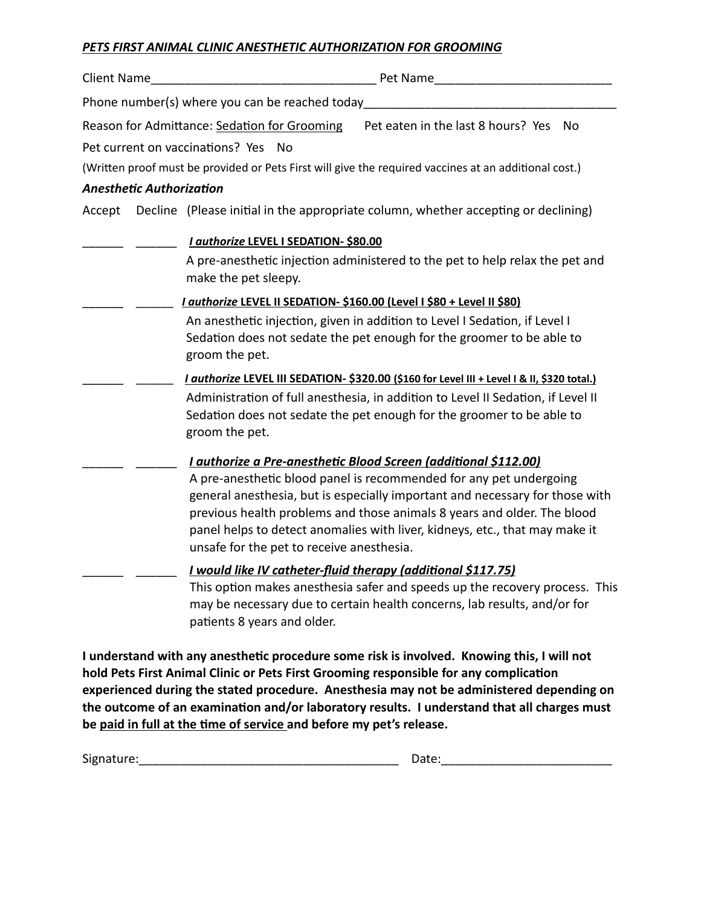***PETS FIRST ANIMAL CLINIC ANESTHETIC AUTHORIZATION FOR GROOMING***

Client Name__________________________________ Pet Name__________________________

Phone number(s) where you can be reached today_____________________________________

Reason for Admittance: Sedation for Grooming    Pet eaten in the last 8 hours? Yes No

Pet current on vaccinations? Yes No

(Written proof must be provided or Pets First will give the required vaccines at an additional cost.)

***Anesthetic Authorization***

Accept  Decline  (Please initial in the appropriate column, whether accepting or declining)

______ ______ ***I authorize*** **LEVEL I SEDATION- $80.00**

A pre-anesthetic injection administered to the pet to help relax the pet and make the pet sleepy.

______ ______ ***I authorize*** **LEVEL II SEDATION- $160.00 (Level I $80 + Level II $80)**

An anesthetic injection, given in addition to Level I Sedation, if Level I Sedation does not sedate the pet enough for the groomer to be able to groom the pet.

______ ______ ***I authorize*** **LEVEL III SEDATION- $320.00 ($160 for Level III + Level I & II, $320 total.)**

Administration of full anesthesia, in addition to Level II Sedation, if Level II Sedation does not sedate the pet enough for the groomer to be able to groom the pet.

______ ______ ***I authorize a Pre-anesthetic Blood Screen (additional $112.00)***

A pre-anesthetic blood panel is recommended for any pet undergoing general anesthesia, but is especially important and necessary for those with previous health problems and those animals 8 years and older. The blood panel helps to detect anomalies with liver, kidneys, etc., that may make it unsafe for the pet to receive anesthesia.

______ ______ ***I would like IV catheter-fluid therapy (additional $117.75)***

This option makes anesthesia safer and speeds up the recovery process. This may be necessary due to certain health concerns, lab results, and/or for patients 8 years and older.

**I understand with any anesthetic procedure some risk is involved. Knowing this, I will not hold Pets First Animal Clinic or Pets First Grooming responsible for any complication experienced during the stated procedure. Anesthesia may not be administered depending on the outcome of an examination and/or laboratory results. I understand that all charges must be paid in full at the time of service and before my pet's release.**

Signature:_______________________________________ Date:_________________________